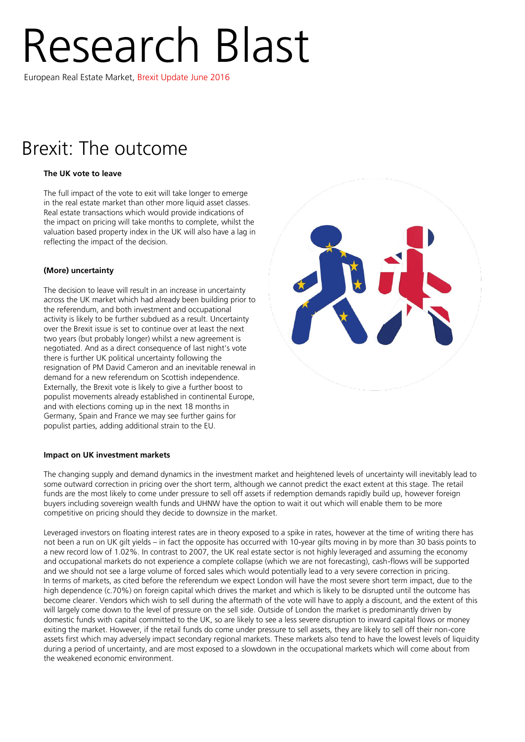# Research Blast

European Real Estate Market, Brexit Update June 2016

## Brexit: The outcome

**The UK vote to leave**

The full impact of the vote to exit will take longer to emerge in the real estate market than other more liquid asset classes. Real estate transactions which would provide indications of the impact on pricing will take months to complete, whilst the valuation based property index in the UK will also have a lag in reflecting the impact of the decision.

**(More) uncertainty**

The decision to leave will result in an increase in uncertainty across the UK market which had already been building prior to the referendum, and both investment and occupational activity is likely to be further subdued as a result. Uncertainty over the Brexit issue is set to continue over at least the next two years (but probably longer) whilst a new agreement is negotiated. And as a direct consequence of last night's vote there is further UK political uncertainty following the resignation of PM David Cameron and an inevitable renewal in demand for a new referendum on Scottish independence. Externally, the Brexit vote is likely to give a further boost to populist movements already established in continental Europe, and with elections coming up in the next 18 months in Germany, Spain and France we may see further gains for populist parties, adding additional strain to the EU.

**Impact on UK investment markets**

The changing supply and demand dynamics in the investment market and heightened levels of uncertainty will inevitably lead to some outward correction in pricing over the short term, although we cannot predict the exact extent at this stage. The retail funds are the most likely to come under pressure to sell off assets if redemption demands rapidly build up, however foreign buyers including sovereign wealth funds and UHNW have the option to wait it out which will enable them to be more competitive on pricing should they decide to downsize in the market.

Leveraged investors on floating interest rates are in theory exposed to a spike in rates, however at the time of writing there has not been a run on UK gilt yields – in fact the opposite has occurred with 10-year gilts moving in by more than 30 basis points to a new record low of 1.02%. In contrast to 2007, the UK real estate sector is not highly leveraged and assuming the economy and occupational markets do not experience a complete collapse (which we are not forecasting), cash-flows will be supported and we should not see a large volume of forced sales which would potentially lead to a very severe correction in pricing.

In terms of markets, as cited before the referendum we expect London will have the most severe short term impact, due to the high dependence (c.70%) on foreign capital which drives the market and which is likely to be disrupted until the outcome has become clearer. Vendors which wish to sell during the aftermath of the vote will have to apply a discount, and the extent of this will largely come down to the level of pressure on the sell side. Outside of London the market is predominantly driven by domestic funds with capital committed to the UK, so are likely to see a less severe disruption to inward capital flows or money exiting the market. However, if the retail funds do come under pressure to sell assets, they are likely to sell off their non-core assets first which may adversely impact secondary regional markets. These markets also tend to have the lowest levels of liquidity during a period of uncertainty, and are most exposed to a slowdown in the occupational markets which will come about from the weakened economic environment.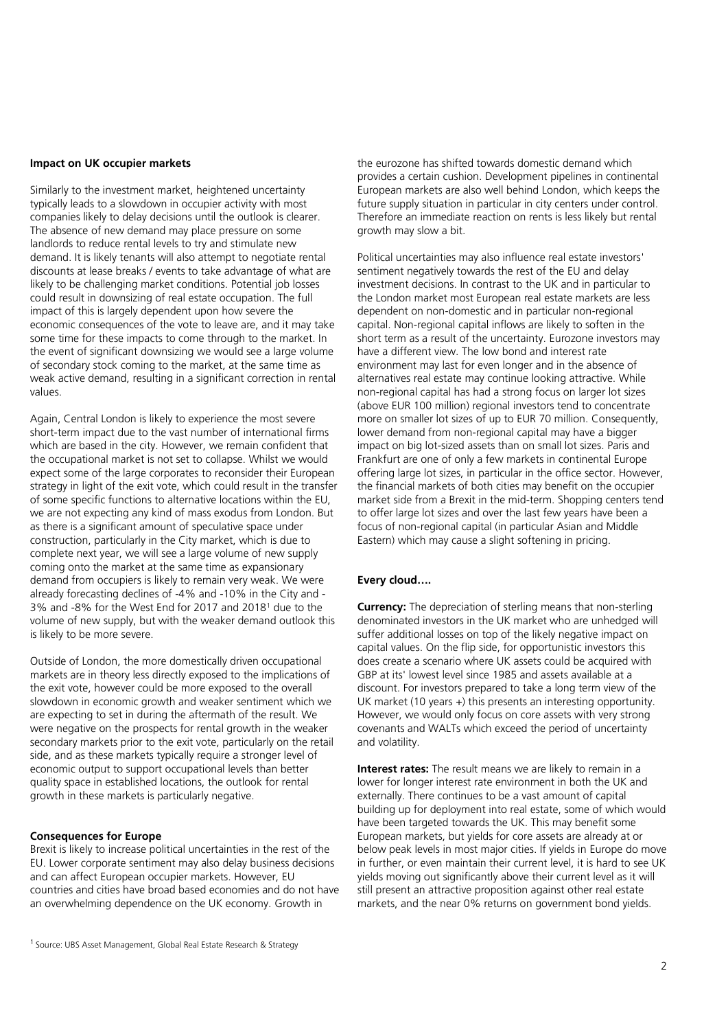### Impact on UK occupier markets

Similarly to the investment market, heightened uncertainty typically leads to a slowdown in occupier activity with most companies likely to delay decisions until the outlook is clearer. The absence of new demand may place pressure on some landlords to reduce rental levels to try and stimulate new demand. It is likely tenants will also attempt to negotiate rental discounts at lease breaks / events to take advantage of what are likely to be challenging market conditions. Potential job losses could result in downsizing of real estate occupation. The full impact of this is largely dependent upon how severe the economic consequences of the vote to leave are, and it may take some time for these impacts to come through to the market. In the event of significant downsizing we would see a large volume of secondary stock coming to the market, at the same time as weak active demand, resulting in a significant correction in rental values.

Again, Central London is likely to experience the most severe short-term impact due to the vast number of international firms which are based in the city. However, we remain confident that the occupational market is not set to collapse. Whilst we would expect some of the large corporates to reconsider their European strategy in light of the exit vote, which could result in the transfer of some specific functions to alternative locations within the EU, we are not expecting any kind of mass exodus from London. But as there is a significant amount of speculative space under construction, particularly in the City market, which is due to complete next year, we will see a large volume of new supply coming onto the market at the same time as expansionary demand from occupiers is likely to remain very weak. We were already forecasting declines of -4% and -10% in the City and -3% and -8% for the West End for 2017 and 2018[1] due to the volume of new supply, but with the weaker demand outlook this is likely to be more severe.

Outside of London, the more domestically driven occupational markets are in theory less directly exposed to the implications of the exit vote, however could be more exposed to the overall slowdown in economic growth and weaker sentiment which we are expecting to set in during the aftermath of the result. We were negative on the prospects for rental growth in the weaker secondary markets prior to the exit vote, particularly on the retail side, and as these markets typically require a stronger level of economic output to support occupational levels than better quality space in established locations, the outlook for rental growth in these markets is particularly negative.

### Consequences for Europe

Brexit is likely to increase political uncertainties in the rest of the EU. Lower corporate sentiment may also delay business decisions and can affect European occupier markets. However, EU countries and cities have broad based economies and do not have an overwhelming dependence on the UK economy. Growth in the eurozone has shifted towards domestic demand which provides a certain cushion. Development pipelines in continental European markets are also well behind London, which keeps the future supply situation in particular in city centers under control. Therefore an immediate reaction on rents is less likely but rental growth may slow a bit.

Political uncertainties may also influence real estate investors' sentiment negatively towards the rest of the EU and delay investment decisions. In contrast to the UK and in particular to the London market most European real estate markets are less dependent on non-domestic and in particular non-regional capital. Non-regional capital inflows are likely to soften in the short term as a result of the uncertainty. Eurozone investors may have a different view. The low bond and interest rate environment may last for even longer and in the absence of alternatives real estate may continue looking attractive. While non-regional capital has had a strong focus on larger lot sizes (above EUR 100 million) regional investors tend to concentrate more on smaller lot sizes of up to EUR 70 million. Consequently, lower demand from non-regional capital may have a bigger impact on big lot-sized assets than on small lot sizes. Paris and Frankfurt are one of only a few markets in continental Europe offering large lot sizes, in particular in the office sector. However, the financial markets of both cities may benefit on the occupier market side from a Brexit in the mid-term. Shopping centers tend to offer large lot sizes and over the last few years have been a focus of non-regional capital (in particular Asian and Middle Eastern) which may cause a slight softening in pricing.

### Every cloud….

**Currency:** The depreciation of sterling means that non-sterling denominated investors in the UK market who are unhedged will suffer additional losses on top of the likely negative impact on capital values. On the flip side, for opportunistic investors this does create a scenario where UK assets could be acquired with GBP at its' lowest level since 1985 and assets available at a discount. For investors prepared to take a long term view of the UK market (10 years +) this presents an interesting opportunity. However, we would only focus on core assets with very strong covenants and WALTs which exceed the period of uncertainty and volatility.

**Interest rates:** The result means we are likely to remain in a lower for longer interest rate environment in both the UK and externally. There continues to be a vast amount of capital building up for deployment into real estate, some of which would have been targeted towards the UK. This may benefit some European markets, but yields for core assets are already at or below peak levels in most major cities. If yields in Europe do move in further, or even maintain their current level, it is hard to see UK yields moving out significantly above their current level as it will still present an attractive proposition against other real estate markets, and the near 0% returns on government bond yields.

[1] Source: UBS Asset Management, Global Real Estate Research & Strategy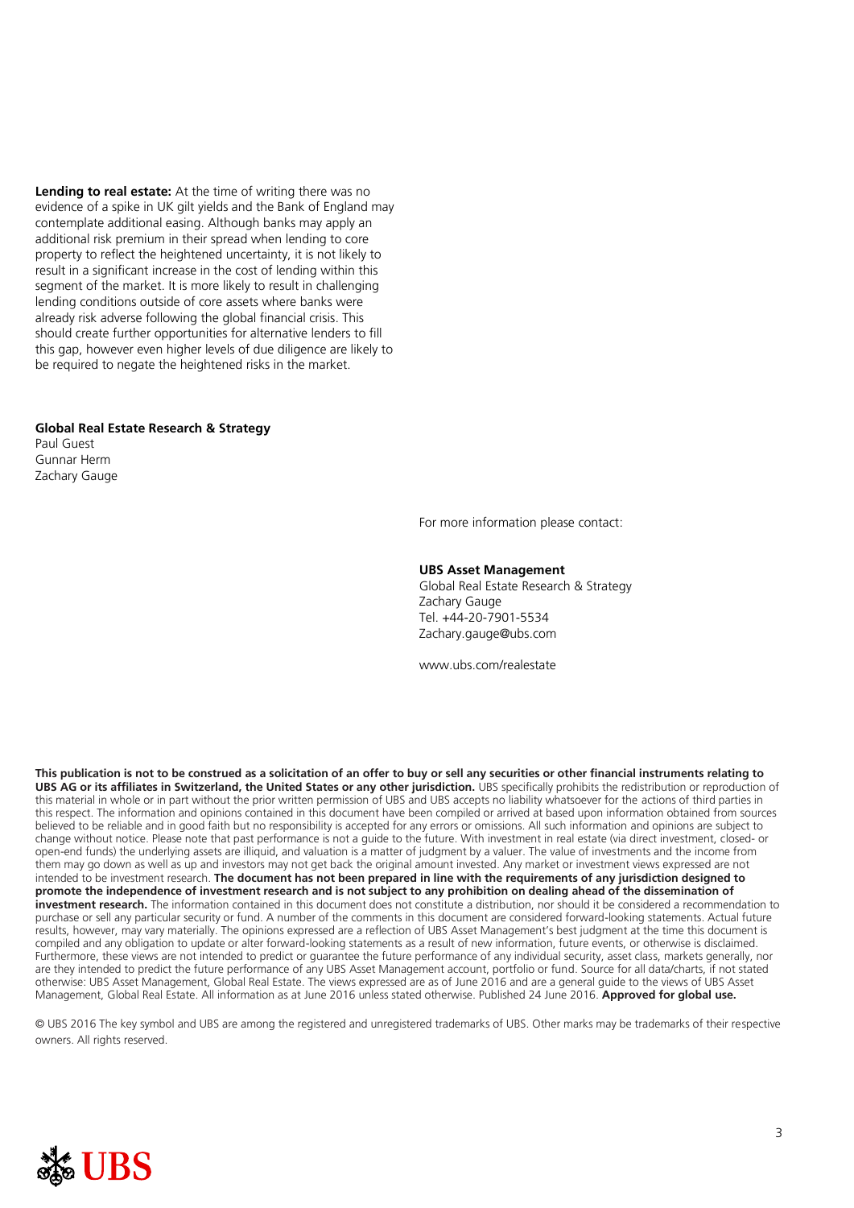**Lending to real estate:** At the time of writing there was no evidence of a spike in UK gilt yields and the Bank of England may contemplate additional easing. Although banks may apply an additional risk premium in their spread when lending to core property to reflect the heightened uncertainty, it is not likely to result in a significant increase in the cost of lending within this segment of the market. It is more likely to result in challenging lending conditions outside of core assets where banks were already risk adverse following the global financial crisis. This should create further opportunities for alternative lenders to fill this gap, however even higher levels of due diligence are likely to be required to negate the heightened risks in the market.

**Global Real Estate Research & Strategy**
Paul Guest
Gunnar Herm
Zachary Gauge

For more information please contact:

**UBS Asset Management**
Global Real Estate Research & Strategy
Zachary Gauge
Tel. +44-20-7901-5534
Zachary.gauge@ubs.com

www.ubs.com/realestate

**This publication is not to be construed as a solicitation of an offer to buy or sell any securities or other financial instruments relating to UBS AG or its affiliates in Switzerland, the United States or any other jurisdiction.** UBS specifically prohibits the redistribution or reproduction of this material in whole or in part without the prior written permission of UBS and UBS accepts no liability whatsoever for the actions of third parties in this respect. The information and opinions contained in this document have been compiled or arrived at based upon information obtained from sources believed to be reliable and in good faith but no responsibility is accepted for any errors or omissions. All such information and opinions are subject to change without notice. Please note that past performance is not a guide to the future. With investment in real estate (via direct investment, closed- or open-end funds) the underlying assets are illiquid, and valuation is a matter of judgment by a valuer. The value of investments and the income from them may go down as well as up and investors may not get back the original amount invested. Any market or investment views expressed are not intended to be investment research. **The document has not been prepared in line with the requirements of any jurisdiction designed to promote the independence of investment research and is not subject to any prohibition on dealing ahead of the dissemination of investment research.** The information contained in this document does not constitute a distribution, nor should it be considered a recommendation to purchase or sell any particular security or fund. A number of the comments in this document are considered forward-looking statements. Actual future results, however, may vary materially. The opinions expressed are a reflection of UBS Asset Management's best judgment at the time this document is compiled and any obligation to update or alter forward-looking statements as a result of new information, future events, or otherwise is disclaimed. Furthermore, these views are not intended to predict or guarantee the future performance of any individual security, asset class, markets generally, nor are they intended to predict the future performance of any UBS Asset Management account, portfolio or fund. Source for all data/charts, if not stated otherwise: UBS Asset Management, Global Real Estate. The views expressed are as of June 2016 and are a general guide to the views of UBS Asset Management, Global Real Estate. All information as at June 2016 unless stated otherwise. Published 24 June 2016. **Approved for global use.**

© UBS 2016 The key symbol and UBS are among the registered and unregistered trademarks of UBS. Other marks may be trademarks of their respective owners. All rights reserved.